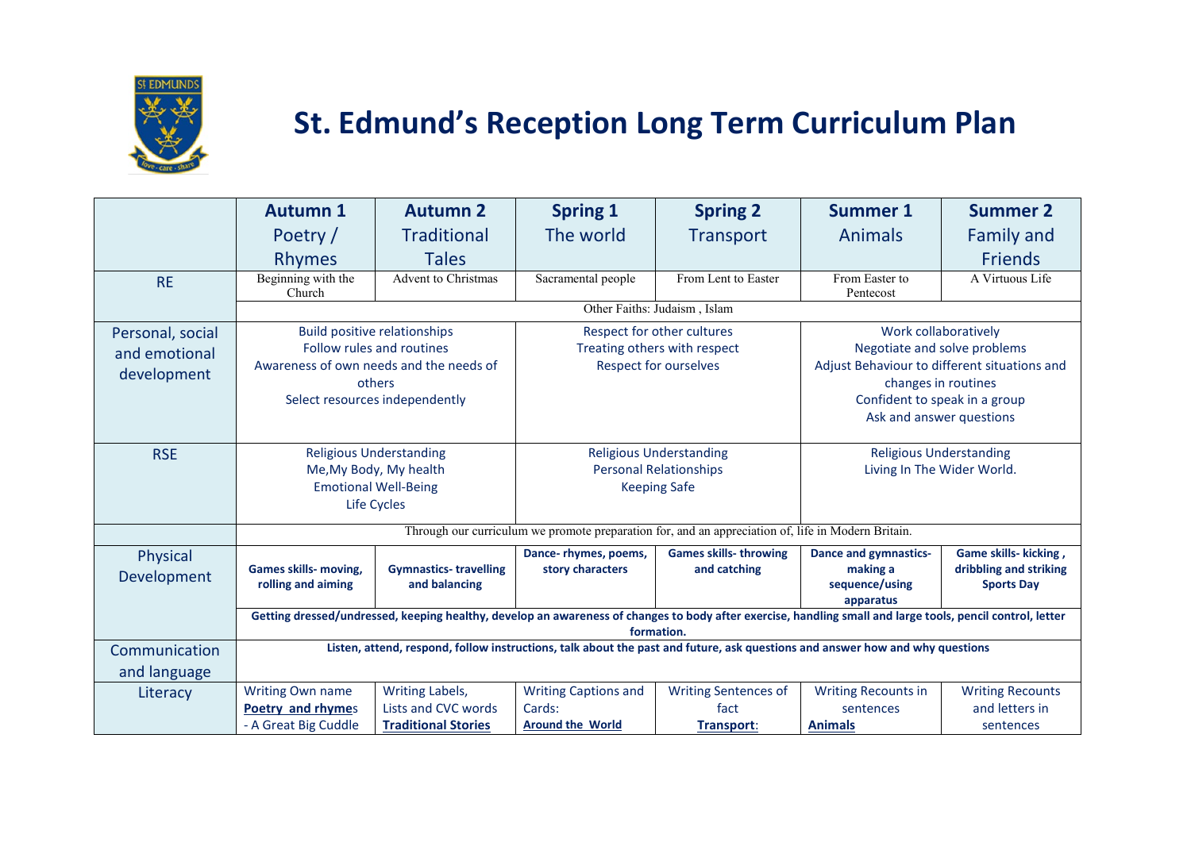# St. Edmund's Reception Long Term Curriculum Plan

| | Autumn 1<br>Poetry / Rhymes | Autumn 2<br>Traditional Tales | Spring 1<br>The world | Spring 2<br>Transport | Summer 1<br>Animals | Summer 2<br>Family and Friends |
|---|---|---|---|---|---|---|
| RE | Beginning with the Church | Advent to Christmas | Sacramental people | From Lent to Easter | From Easter to Pentecost | A Virtuous Life |
| | Other Faiths: Judaism , Islam | | | | | |
| Personal, social and emotional development | Build positive relationships<br>Follow rules and routines<br>Awareness of own needs and the needs of others<br>Select resources independently | | Respect for other cultures<br>Treating others with respect<br>Respect for ourselves | | Work collaboratively<br>Negotiate and solve problems<br>Adjust Behaviour to different situations and changes in routines<br>Confident to speak in a group<br>Ask and answer questions | |
| RSE | Religious Understanding<br>Me,My Body, My health<br>Emotional Well-Being<br>Life Cycles | | Religious Understanding<br>Personal Relationships<br>Keeping Safe | | Religious Understanding<br>Living In The Wider World. | |
| | Through our curriculum we promote preparation for, and an appreciation of, life in Modern Britain. | | | | | |
| Physical Development | **Games skills- moving, rolling and aiming** | **Gymnastics- travelling and balancing** | **Dance- rhymes, poems, story characters** | **Games skills- throwing and catching** | **Dance and gymnastics- making a sequence/using apparatus** | **Game skills- kicking , dribbling and striking Sports Day** |
| | **Getting dressed/undressed, keeping healthy, develop an awareness of changes to body after exercise, handling small and large tools, pencil control, letter formation.** | | | | | |
| Communication and language | **Listen, attend, respond, follow instructions, talk about the past and future, ask questions and answer how and why questions** | | | | | |
| Literacy | Writing Own name<br>**Poetry and rhymes**<br>- A Great Big Cuddle | Writing Labels, Lists and CVC words<br>**Traditional Stories** | Writing Captions and Cards:<br>**Around the World** | Writing Sentences of fact<br>**Transport**: | Writing Recounts in sentences<br>**Animals** | Writing Recounts and letters in sentences |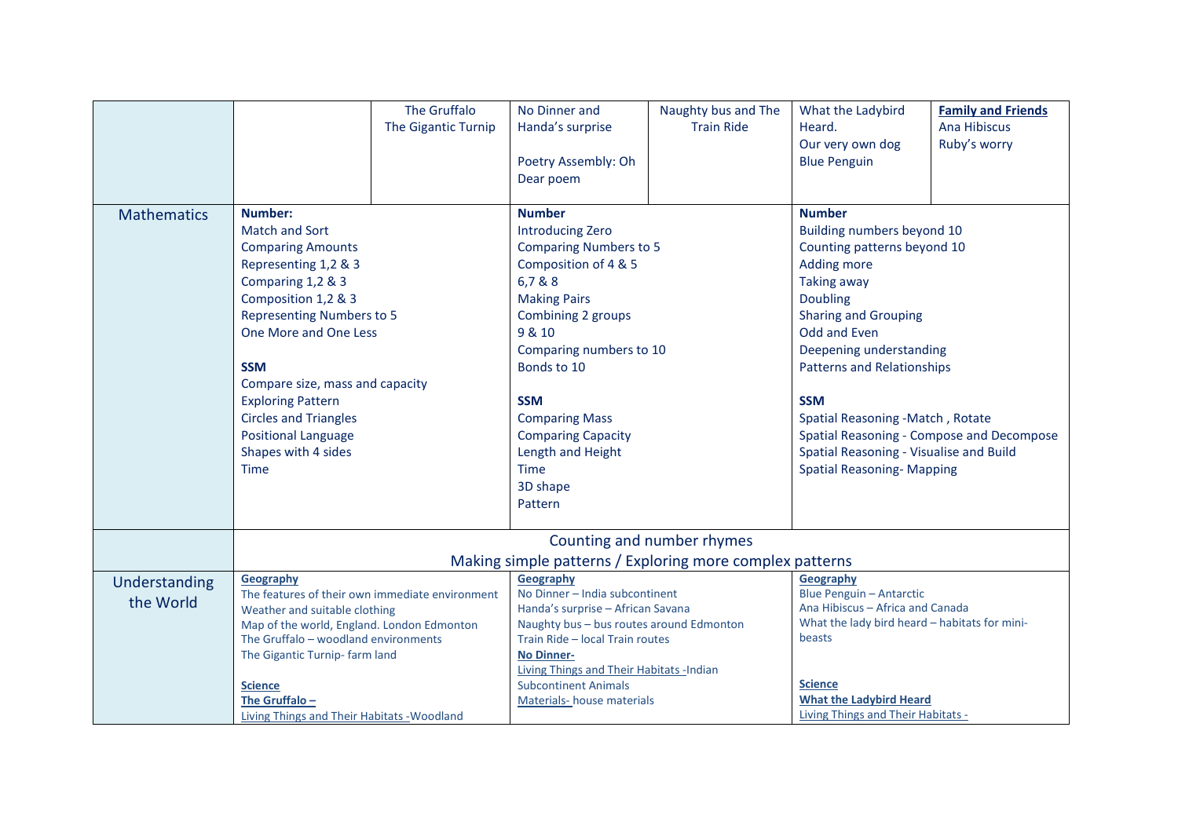| | | | | | | |
|---|---|---|---|---|---|---|
| | | The Gruffalo<br>The Gigantic Turnip | No Dinner and Handa's surprise<br><br>Poetry Assembly: Oh Dear poem | Naughty bus and The Train Ride | What the Ladybird Heard.<br>Our very own dog<br>Blue Penguin | **Family and Friends**<br>Ana Hibiscus<br>Ruby's worry |
| Mathematics | **Number:**<br>Match and Sort<br>Comparing Amounts<br>Representing 1,2 & 3<br>Comparing 1,2 & 3<br>Composition 1,2 & 3<br>Representing Numbers to 5<br>One More and One Less<br><br>**SSM**<br>Compare size, mass and capacity<br>Exploring Pattern<br>Circles and Triangles<br>Positional Language<br>Shapes with 4 sides<br>Time | | **Number**<br>Introducing Zero<br>Comparing Numbers to 5<br>Composition of 4 & 5<br>6,7 & 8<br>Making Pairs<br>Combining 2 groups<br>9 & 10<br>Comparing numbers to 10<br>Bonds to 10<br><br>**SSM**<br>Comparing Mass<br>Comparing Capacity<br>Length and Height<br>Time<br>3D shape<br>Pattern | | **Number**<br>Building numbers beyond 10<br>Counting patterns beyond 10<br>Adding more<br>Taking away<br>Doubling<br>Sharing and Grouping<br>Odd and Even<br>Deepening understanding<br>Patterns and Relationships<br><br>**SSM**<br>Spatial Reasoning -Match , Rotate<br>Spatial Reasoning - Compose and Decompose<br>Spatial Reasoning - Visualise and Build<br>Spatial Reasoning- Mapping | |
| | Counting and number rhymes<br>Making simple patterns / Exploring more complex patterns | | | | | |
| Understanding the World | **Geography**<br>The features of their own immediate environment<br>Weather and suitable clothing<br>Map of the world, England. London Edmonton<br>The Gruffalo – woodland environments<br>The Gigantic Turnip- farm land<br><br>**Science**<br>**The Gruffalo –**<br>Living Things and Their Habitats -Woodland | | **Geography**<br>No Dinner – India subcontinent<br>Handa's surprise – African Savana<br>Naughty bus – bus routes around Edmonton<br>Train Ride – local Train routes<br>**No Dinner-**<br>Living Things and Their Habitats -Indian Subcontinent Animals<br>Materials- house materials | | **Geography**<br>Blue Penguin – Antarctic<br>Ana Hibiscus – Africa and Canada<br>What the lady bird heard – habitats for mini-beasts<br><br>**Science**<br>**What the Ladybird Heard**<br>Living Things and Their Habitats - | |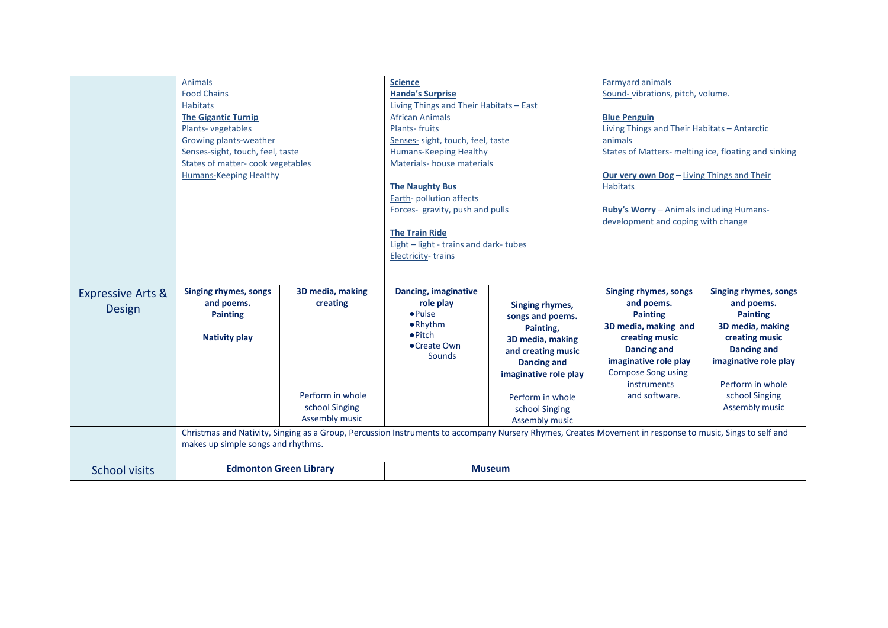| | | | | | | |
|---|---|---|---|---|---|---|
| | Animals<br>Food Chains<br>Habitats<br>**The Gigantic Turnip**<br>Plants- vegetables<br>Growing plants-weather<br>Senses-sight, touch, feel, taste<br>States of matter- cook vegetables<br>Humans-Keeping Healthy | | **Science**<br>**Handa's Surprise**<br>Living Things and Their Habitats – East African Animals<br>Plants- fruits<br>Senses- sight, touch, feel, taste<br>Humans-Keeping Healthy<br>Materials- house materials<br><br>**The Naughty Bus**<br>Earth- pollution affects<br>Forces- gravity, push and pulls<br><br>**The Train Ride**<br>Light – light - trains and dark- tubes<br>Electricity- trains | | Farmyard animals<br>Sound- vibrations, pitch, volume.<br><br>**Blue Penguin**<br>Living Things and Their Habitats – Antarctic animals<br>States of Matters- melting ice, floating and sinking<br><br>**Our very own Dog** – Living Things and Their Habitats<br><br>**Ruby's Worry** – Animals including Humans- development and coping with change | |
| Expressive Arts & Design | **Singing rhymes, songs and poems.**<br>**Painting**<br><br>**Nativity play** | **3D media, making creating**<br><br>Perform in whole school Singing Assembly music | **Dancing, imaginative role play**<br>•Pulse<br>•Rhythm<br>•Pitch<br>•Create Own Sounds | **Singing rhymes, songs and poems.**<br>**Painting,**<br>**3D media, making and creating music**<br>**Dancing and imaginative role play**<br><br>Perform in whole school Singing Assembly music | **Singing rhymes, songs and poems.**<br>**Painting**<br>**3D media, making and creating music**<br>**Dancing and imaginative role play**<br>Compose Song using instruments and software. | **Singing rhymes, songs and poems.**<br>**Painting**<br>**3D media, making creating music**<br>**Dancing and imaginative role play**<br><br>Perform in whole school Singing Assembly music |
| | Christmas and Nativity, Singing as a Group, Percussion Instruments to accompany Nursery Rhymes, Creates Movement in response to music, Sings to self and makes up simple songs and rhythms. | | | | | |
| School visits | **Edmonton Green Library** | | **Museum** | | | |